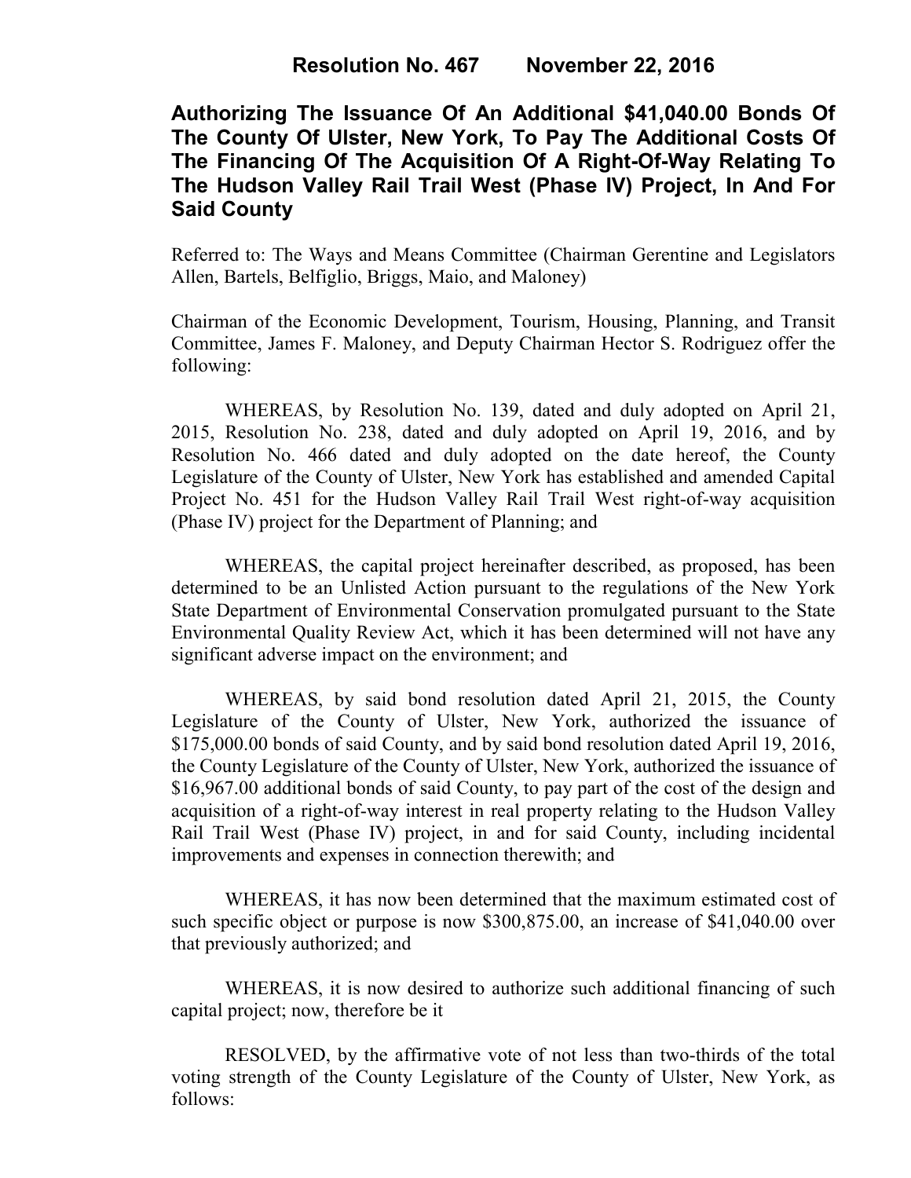**Resolution No. 467 November 22, 2016**

# Authorizing The Issuance Of An Additional $41,040.00 Bonds Of The County Of Ulster, New York, To Pay The Additional Costs Of The Financing Of The Acquisition Of A Right-Of-Way Relating To The Hudson Valley Rail Trail West (Phase IV) Project, In And For Said County

Referred to: The Ways and Means Committee (Chairman Gerentine and Legislators Allen, Bartels, Belfiglio, Briggs, Maio, and Maloney)

Chairman of the Economic Development, Tourism, Housing, Planning, and Transit Committee, James F. Maloney, and Deputy Chairman Hector S. Rodriguez offer the following:

WHEREAS, by Resolution No. 139, dated and duly adopted on April 21, 2015, Resolution No. 238, dated and duly adopted on April 19, 2016, and by Resolution No. 466 dated and duly adopted on the date hereof, the County Legislature of the County of Ulster, New York has established and amended Capital Project No. 451 for the Hudson Valley Rail Trail West right-of-way acquisition (Phase IV) project for the Department of Planning; and

WHEREAS, the capital project hereinafter described, as proposed, has been determined to be an Unlisted Action pursuant to the regulations of the New York State Department of Environmental Conservation promulgated pursuant to the State Environmental Quality Review Act, which it has been determined will not have any significant adverse impact on the environment; and

WHEREAS, by said bond resolution dated April 21, 2015, the County Legislature of the County of Ulster, New York, authorized the issuance of $175,000.00 bonds of said County, and by said bond resolution dated April 19, 2016, the County Legislature of the County of Ulster, New York, authorized the issuance of $16,967.00 additional bonds of said County, to pay part of the cost of the design and acquisition of a right-of-way interest in real property relating to the Hudson Valley Rail Trail West (Phase IV) project, in and for said County, including incidental improvements and expenses in connection therewith; and

WHEREAS, it has now been determined that the maximum estimated cost of such specific object or purpose is now $300,875.00, an increase of $41,040.00 over that previously authorized; and

WHEREAS, it is now desired to authorize such additional financing of such capital project; now, therefore be it

RESOLVED, by the affirmative vote of not less than two-thirds of the total voting strength of the County Legislature of the County of Ulster, New York, as follows: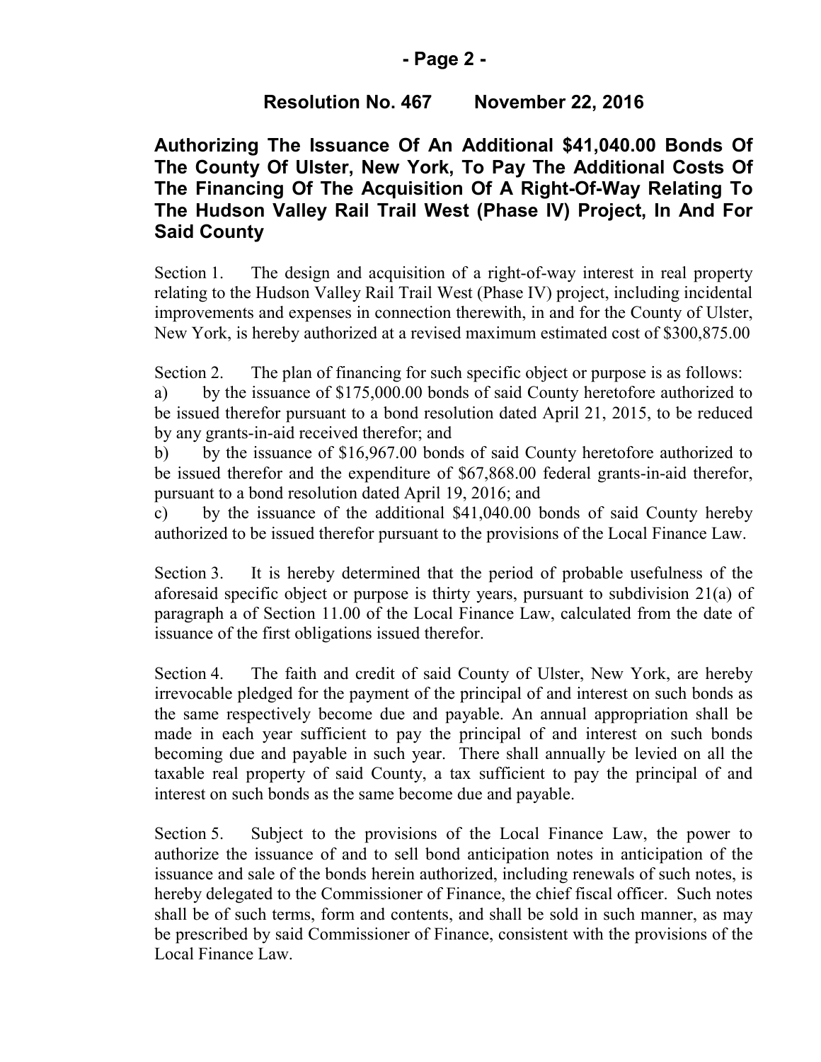## Resolution No. 467 November 22, 2016

## Authorizing The Issuance Of An Additional $41,040.00 Bonds Of The County Of Ulster, New York, To Pay The Additional Costs Of The Financing Of The Acquisition Of A Right-Of-Way Relating To The Hudson Valley Rail Trail West (Phase IV) Project, In And For Said County

Section 1. The design and acquisition of a right-of-way interest in real property relating to the Hudson Valley Rail Trail West (Phase IV) project, including incidental improvements and expenses in connection therewith, in and for the County of Ulster, New York, is hereby authorized at a revised maximum estimated cost of $300,875.00

Section 2. The plan of financing for such specific object or purpose is as follows:

a) by the issuance of $175,000.00 bonds of said County heretofore authorized to be issued therefor pursuant to a bond resolution dated April 21, 2015, to be reduced by any grants-in-aid received therefor; and

b) by the issuance of $16,967.00 bonds of said County heretofore authorized to be issued therefor and the expenditure of $67,868.00 federal grants-in-aid therefor, pursuant to a bond resolution dated April 19, 2016; and

c) by the issuance of the additional $41,040.00 bonds of said County hereby authorized to be issued therefor pursuant to the provisions of the Local Finance Law.

Section 3. It is hereby determined that the period of probable usefulness of the aforesaid specific object or purpose is thirty years, pursuant to subdivision 21(a) of paragraph a of Section 11.00 of the Local Finance Law, calculated from the date of issuance of the first obligations issued therefor.

Section 4. The faith and credit of said County of Ulster, New York, are hereby irrevocable pledged for the payment of the principal of and interest on such bonds as the same respectively become due and payable. An annual appropriation shall be made in each year sufficient to pay the principal of and interest on such bonds becoming due and payable in such year. There shall annually be levied on all the taxable real property of said County, a tax sufficient to pay the principal of and interest on such bonds as the same become due and payable.

Section 5. Subject to the provisions of the Local Finance Law, the power to authorize the issuance of and to sell bond anticipation notes in anticipation of the issuance and sale of the bonds herein authorized, including renewals of such notes, is hereby delegated to the Commissioner of Finance, the chief fiscal officer. Such notes shall be of such terms, form and contents, and shall be sold in such manner, as may be prescribed by said Commissioner of Finance, consistent with the provisions of the Local Finance Law.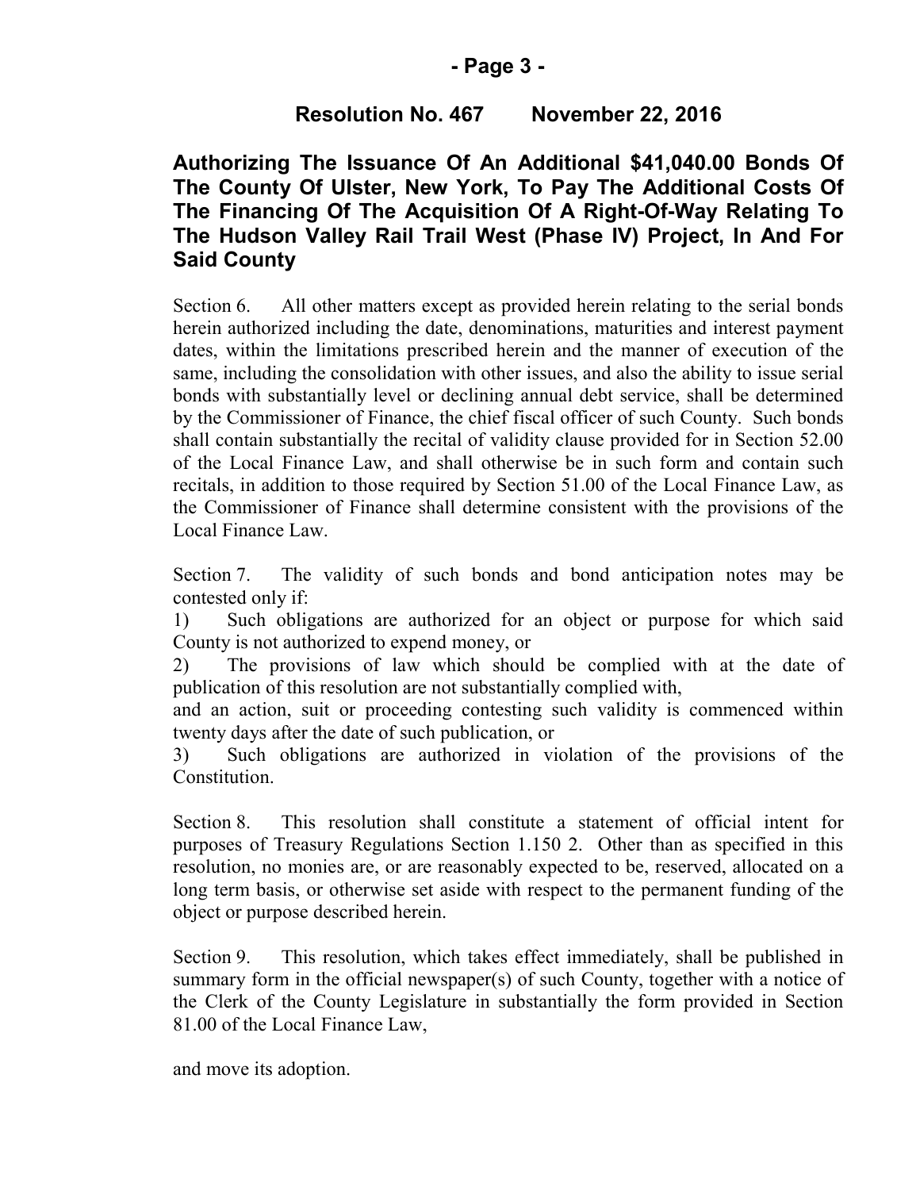**Resolution No. 467 November 22, 2016**

## Authorizing The Issuance Of An Additional $41,040.00 Bonds Of The County Of Ulster, New York, To Pay The Additional Costs Of The Financing Of The Acquisition Of A Right-Of-Way Relating To The Hudson Valley Rail Trail West (Phase IV) Project, In And For Said County

Section 6. All other matters except as provided herein relating to the serial bonds herein authorized including the date, denominations, maturities and interest payment dates, within the limitations prescribed herein and the manner of execution of the same, including the consolidation with other issues, and also the ability to issue serial bonds with substantially level or declining annual debt service, shall be determined by the Commissioner of Finance, the chief fiscal officer of such County. Such bonds shall contain substantially the recital of validity clause provided for in Section 52.00 of the Local Finance Law, and shall otherwise be in such form and contain such recitals, in addition to those required by Section 51.00 of the Local Finance Law, as the Commissioner of Finance shall determine consistent with the provisions of the Local Finance Law.

Section 7. The validity of such bonds and bond anticipation notes may be contested only if:
1) Such obligations are authorized for an object or purpose for which said County is not authorized to expend money, or
2) The provisions of law which should be complied with at the date of publication of this resolution are not substantially complied with,
and an action, suit or proceeding contesting such validity is commenced within twenty days after the date of such publication, or
3) Such obligations are authorized in violation of the provisions of the Constitution.

Section 8. This resolution shall constitute a statement of official intent for purposes of Treasury Regulations Section 1.150 2. Other than as specified in this resolution, no monies are, or are reasonably expected to be, reserved, allocated on a long term basis, or otherwise set aside with respect to the permanent funding of the object or purpose described herein.

Section 9. This resolution, which takes effect immediately, shall be published in summary form in the official newspaper(s) of such County, together with a notice of the Clerk of the County Legislature in substantially the form provided in Section 81.00 of the Local Finance Law,

and move its adoption.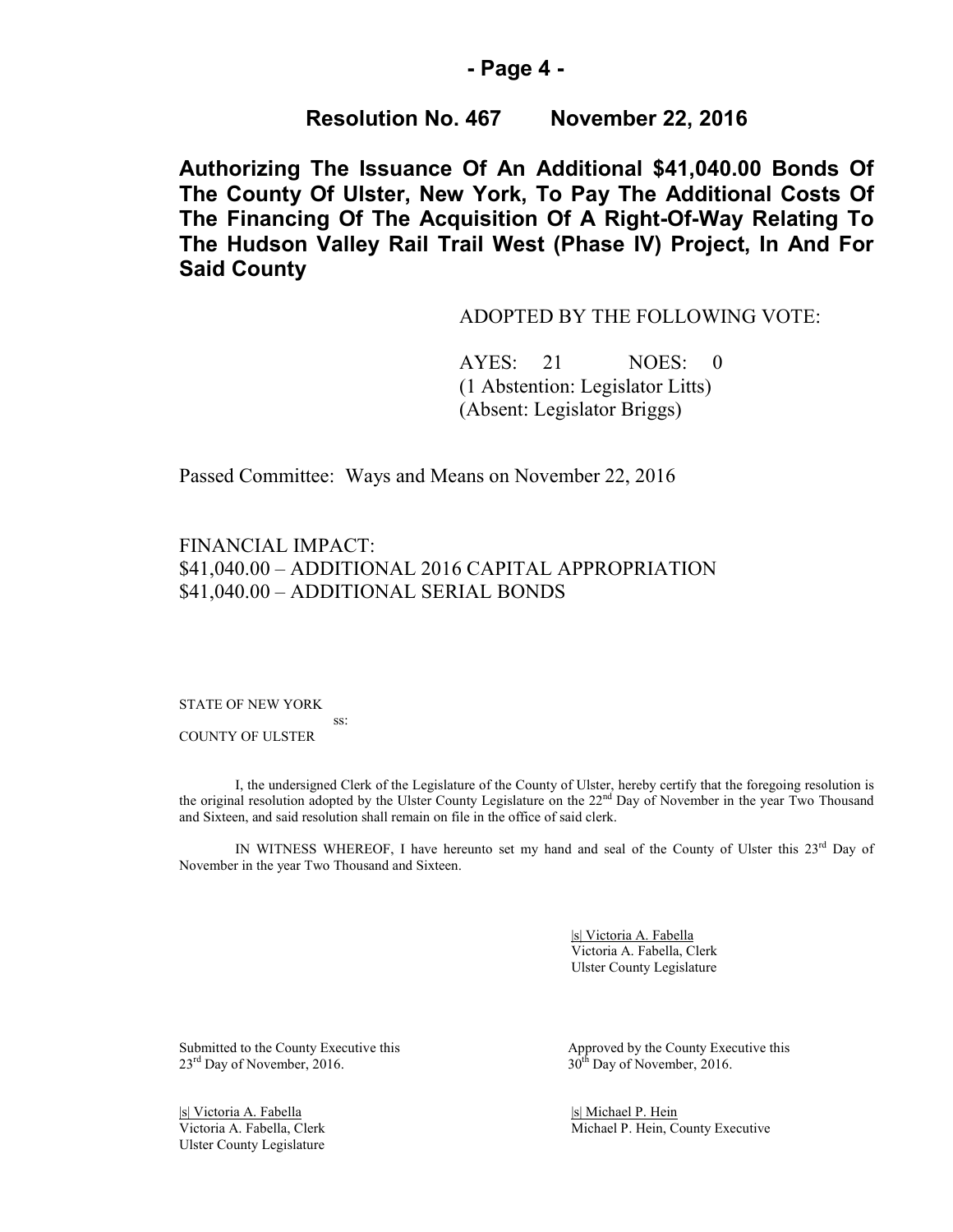**Resolution No. 467 November 22, 2016**

**Authorizing The Issuance Of An Additional $41,040.00 Bonds Of The County Of Ulster, New York, To Pay The Additional Costs Of The Financing Of The Acquisition Of A Right-Of-Way Relating To The Hudson Valley Rail Trail West (Phase IV) Project, In And For Said County**

ADOPTED BY THE FOLLOWING VOTE:

AYES: 21 NOES: 0
(1 Abstention: Legislator Litts)
(Absent: Legislator Briggs)

Passed Committee: Ways and Means on November 22, 2016

FINANCIAL IMPACT:
$41,040.00 – ADDITIONAL 2016 CAPITAL APPROPRIATION
$41,040.00 – ADDITIONAL SERIAL BONDS

STATE OF NEW YORK
ss:
COUNTY OF ULSTER

I, the undersigned Clerk of the Legislature of the County of Ulster, hereby certify that the foregoing resolution is the original resolution adopted by the Ulster County Legislature on the 22nd Day of November in the year Two Thousand and Sixteen, and said resolution shall remain on file in the office of said clerk.

IN WITNESS WHEREOF, I have hereunto set my hand and seal of the County of Ulster this 23rd Day of November in the year Two Thousand and Sixteen.

|s| Victoria A. Fabella
Victoria A. Fabella, Clerk
Ulster County Legislature

Submitted to the County Executive this 23rd Day of November, 2016.

|s| Victoria A. Fabella
Victoria A. Fabella, Clerk
Ulster County Legislature

Approved by the County Executive this 30th Day of November, 2016.

|s| Michael P. Hein
Michael P. Hein, County Executive